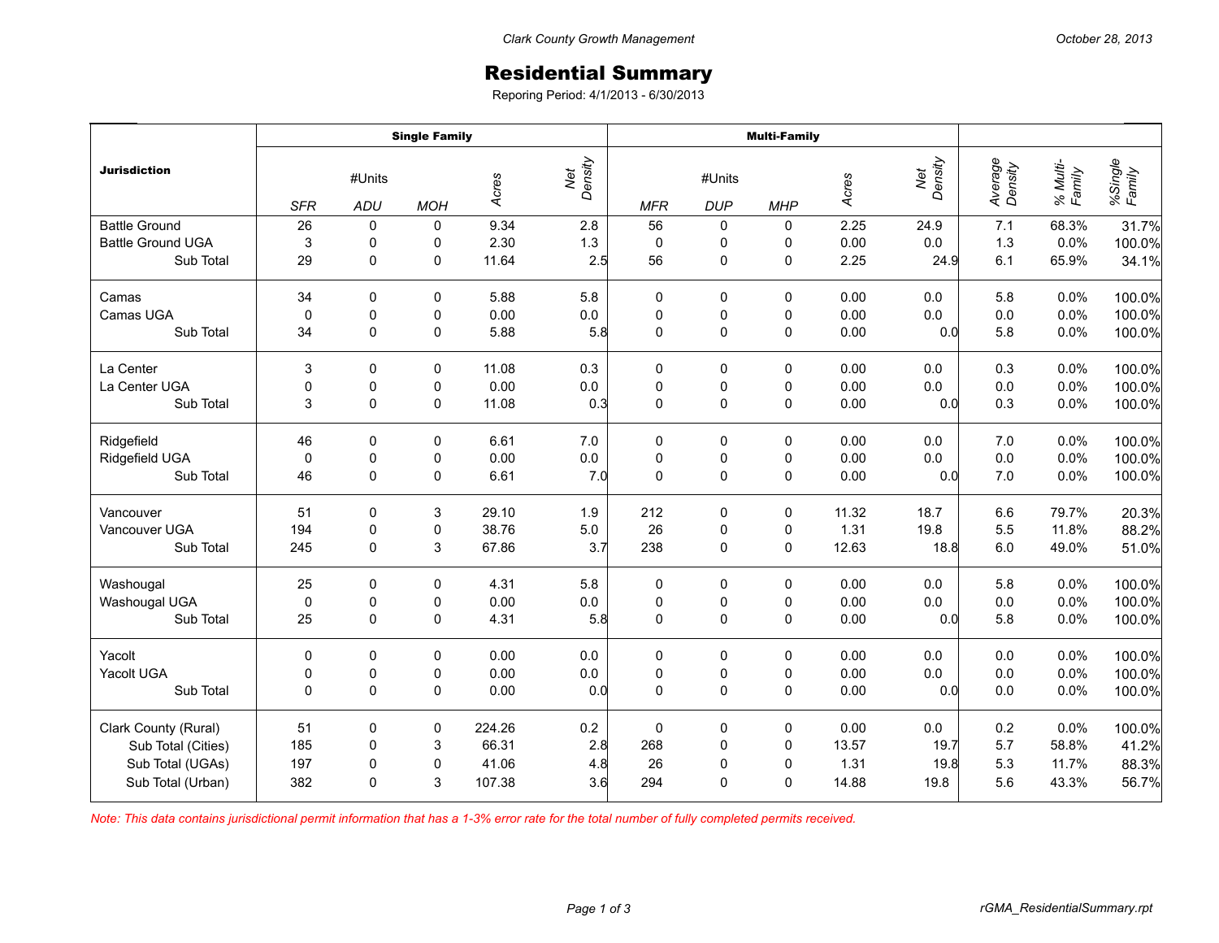Clark County Growth Management

October 28, 2013

# Residential Summary

Reporing Period: 4/1/2013 - 6/30/2013

| Jurisdiction | Single Family | | | | | Multi-Family | | | | | | | |
|---|---|---|---|---|---|---|---|---|---|---|---|---|---|
| | #Units | | | Acres | Net Density | #Units | | | Acres | Net Density | Average Density | % Multi-Family | %Single Family |
| | SFR | ADU | MOH | | | MFR | DUP | MHP | | | | | |
| Battle Ground | 26 | 0 | 0 | 9.34 | 2.8 | 56 | 0 | 0 | 2.25 | 24.9 | 7.1 | 68.3% | 31.7% |
| Battle Ground UGA | 3 | 0 | 0 | 2.30 | 1.3 | 0 | 0 | 0 | 0.00 | 0.0 | 1.3 | 0.0% | 100.0% |
| Sub Total | 29 | 0 | 0 | 11.64 | 2.5 | 56 | 0 | 0 | 2.25 | 24.9 | 6.1 | 65.9% | 34.1% |
| Camas | 34 | 0 | 0 | 5.88 | 5.8 | 0 | 0 | 0 | 0.00 | 0.0 | 5.8 | 0.0% | 100.0% |
| Camas UGA | 0 | 0 | 0 | 0.00 | 0.0 | 0 | 0 | 0 | 0.00 | 0.0 | 0.0 | 0.0% | 100.0% |
| Sub Total | 34 | 0 | 0 | 5.88 | 5.8 | 0 | 0 | 0 | 0.00 | 0.0 | 5.8 | 0.0% | 100.0% |
| La Center | 3 | 0 | 0 | 11.08 | 0.3 | 0 | 0 | 0 | 0.00 | 0.0 | 0.3 | 0.0% | 100.0% |
| La Center UGA | 0 | 0 | 0 | 0.00 | 0.0 | 0 | 0 | 0 | 0.00 | 0.0 | 0.0 | 0.0% | 100.0% |
| Sub Total | 3 | 0 | 0 | 11.08 | 0.3 | 0 | 0 | 0 | 0.00 | 0.0 | 0.3 | 0.0% | 100.0% |
| Ridgefield | 46 | 0 | 0 | 6.61 | 7.0 | 0 | 0 | 0 | 0.00 | 0.0 | 7.0 | 0.0% | 100.0% |
| Ridgefield UGA | 0 | 0 | 0 | 0.00 | 0.0 | 0 | 0 | 0 | 0.00 | 0.0 | 0.0 | 0.0% | 100.0% |
| Sub Total | 46 | 0 | 0 | 6.61 | 7.0 | 0 | 0 | 0 | 0.00 | 0.0 | 7.0 | 0.0% | 100.0% |
| Vancouver | 51 | 0 | 3 | 29.10 | 1.9 | 212 | 0 | 0 | 11.32 | 18.7 | 6.6 | 79.7% | 20.3% |
| Vancouver UGA | 194 | 0 | 0 | 38.76 | 5.0 | 26 | 0 | 0 | 1.31 | 19.8 | 5.5 | 11.8% | 88.2% |
| Sub Total | 245 | 0 | 3 | 67.86 | 3.7 | 238 | 0 | 0 | 12.63 | 18.8 | 6.0 | 49.0% | 51.0% |
| Washougal | 25 | 0 | 0 | 4.31 | 5.8 | 0 | 0 | 0 | 0.00 | 0.0 | 5.8 | 0.0% | 100.0% |
| Washougal UGA | 0 | 0 | 0 | 0.00 | 0.0 | 0 | 0 | 0 | 0.00 | 0.0 | 0.0 | 0.0% | 100.0% |
| Sub Total | 25 | 0 | 0 | 4.31 | 5.8 | 0 | 0 | 0 | 0.00 | 0.0 | 5.8 | 0.0% | 100.0% |
| Yacolt | 0 | 0 | 0 | 0.00 | 0.0 | 0 | 0 | 0 | 0.00 | 0.0 | 0.0 | 0.0% | 100.0% |
| Yacolt UGA | 0 | 0 | 0 | 0.00 | 0.0 | 0 | 0 | 0 | 0.00 | 0.0 | 0.0 | 0.0% | 100.0% |
| Sub Total | 0 | 0 | 0 | 0.00 | 0.0 | 0 | 0 | 0 | 0.00 | 0.0 | 0.0 | 0.0% | 100.0% |
| Clark County (Rural) | 51 | 0 | 0 | 224.26 | 0.2 | 0 | 0 | 0 | 0.00 | 0.0 | 0.2 | 0.0% | 100.0% |
| Sub Total (Cities) | 185 | 0 | 3 | 66.31 | 2.8 | 268 | 0 | 0 | 13.57 | 19.7 | 5.7 | 58.8% | 41.2% |
| Sub Total (UGAs) | 197 | 0 | 0 | 41.06 | 4.8 | 26 | 0 | 0 | 1.31 | 19.8 | 5.3 | 11.7% | 88.3% |
| Sub Total (Urban) | 382 | 0 | 3 | 107.38 | 3.6 | 294 | 0 | 0 | 14.88 | 19.8 | 5.6 | 43.3% | 56.7% |

*Note: This data contains jurisdictional permit information that has a 1-3% error rate for the total number of fully completed permits received.*

rGMA_ResidentialSummary.rpt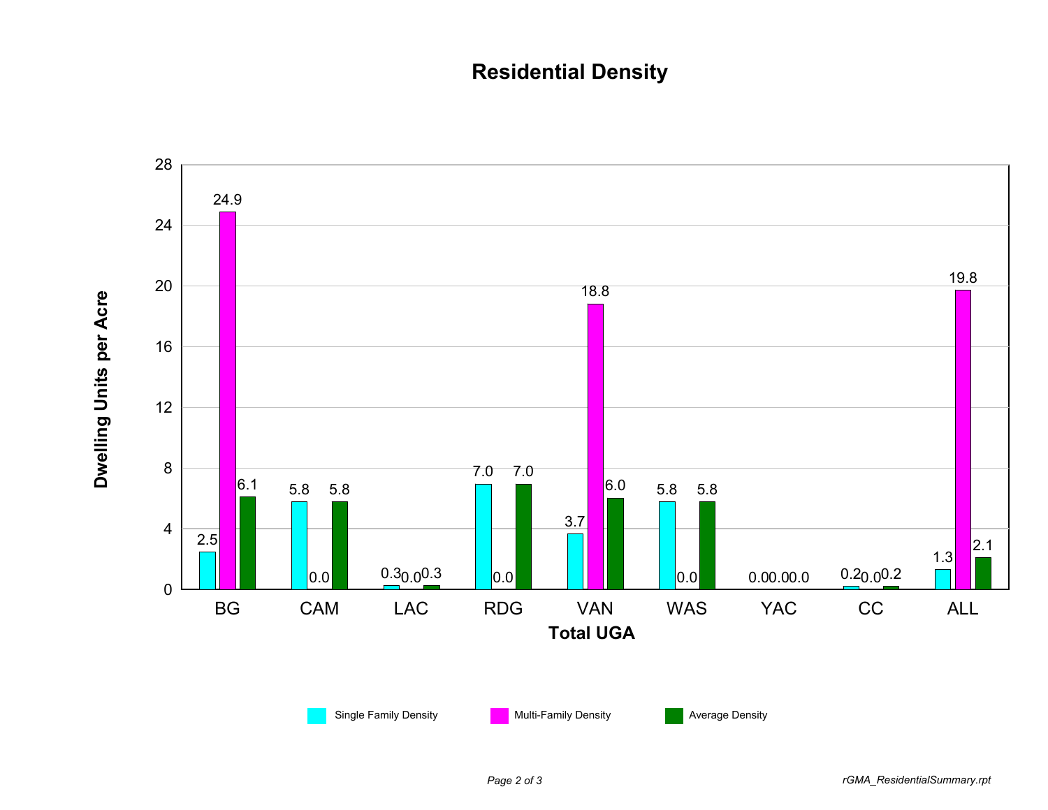# Residential Density

| Total UGA | Single Family Density | Multi-Family Density | Average Density |
|---|---|---|---|
| BG | 2.5 | 24.9 | 6.1 |
| CAM | 5.8 | 0.0 | 5.8 |
| LAC | 0.3 | 0.0 | 0.3 |
| RDG | 7.0 | 0.0 | 7.0 |
| VAN | 3.7 | 18.8 | 6.0 |
| WAS | 5.8 | 0.0 | 5.8 |
| YAC | 0.0 | 0.0 | 0.0 |
| CC | 0.2 | 0.0 | 0.2 |
| ALL | 1.3 | 19.8 | 2.1 |

Y-axis: Dwelling Units per Acre

X-axis: Total UGA

rGMA_ResidentialSummary.rpt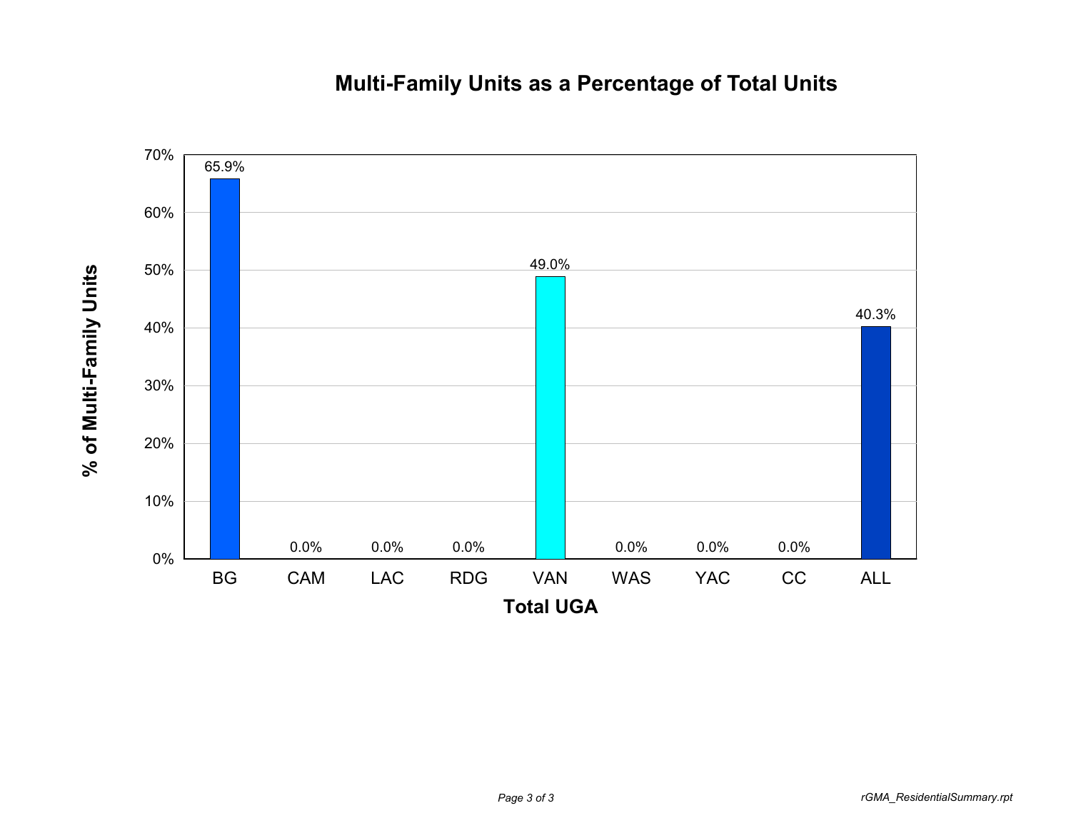## Multi-Family Units as a Percentage of Total Units

% of Multi-Family Units

70%
60%
50%
40%
30%
20%
10%
0%

65.9%
0.0%
0.0%
0.0%
49.0%
0.0%
0.0%
0.0%
40.3%

BG
CAM
LAC
RDG
VAN
WAS
YAC
CC
ALL

Total UGA

*rGMA_ResidentialSummary.rpt*